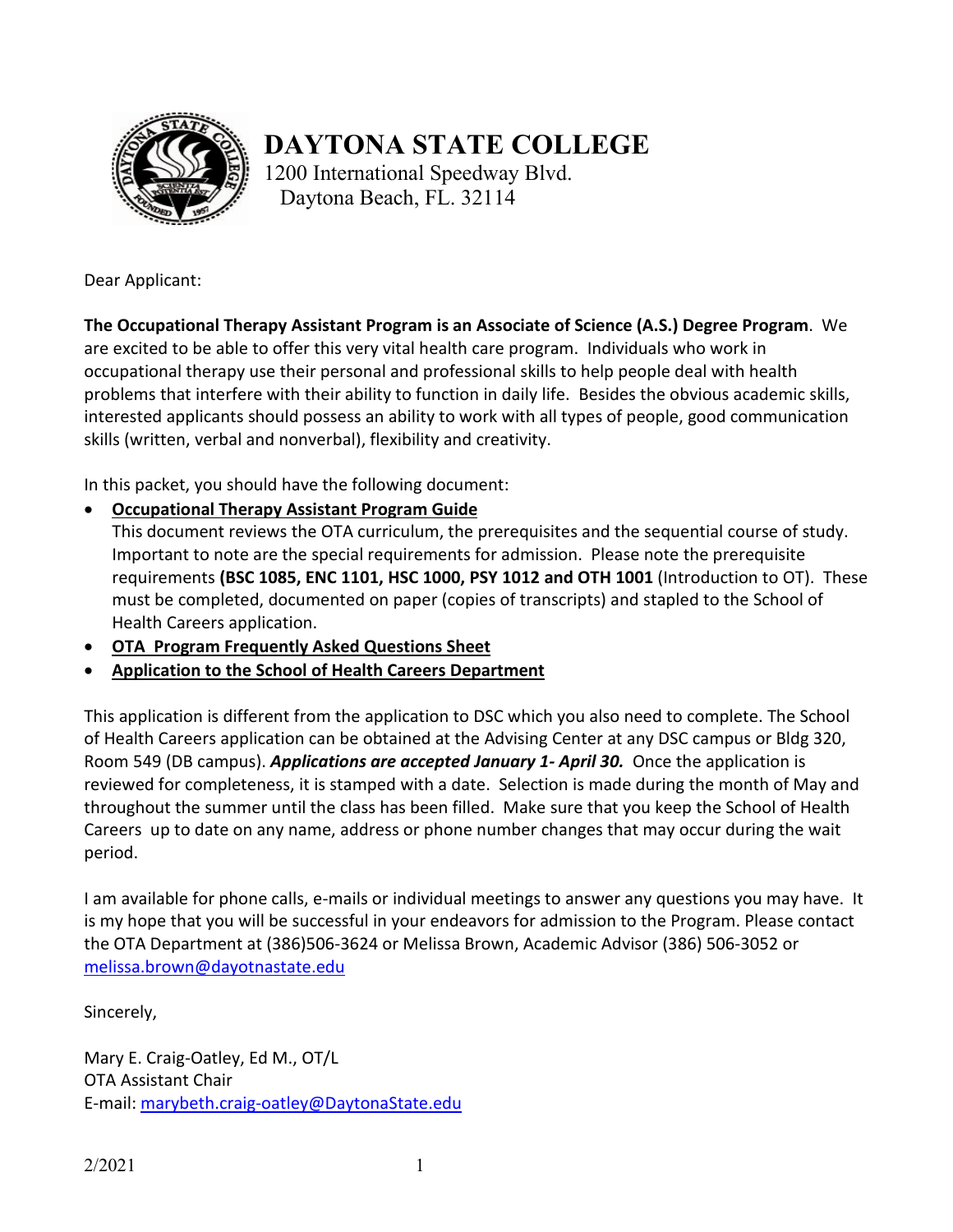# DAYTONA STATE COLLEGE

1200 International Speedway Blvd.
Daytona Beach, FL. 32114

Dear Applicant:

**The Occupational Therapy Assistant Program is an Associate of Science (A.S.) Degree Program**. We are excited to be able to offer this very vital health care program. Individuals who work in occupational therapy use their personal and professional skills to help people deal with health problems that interfere with their ability to function in daily life. Besides the obvious academic skills, interested applicants should possess an ability to work with all types of people, good communication skills (written, verbal and nonverbal), flexibility and creativity.

In this packet, you should have the following document:

- **Occupational Therapy Assistant Program Guide**
  This document reviews the OTA curriculum, the prerequisites and the sequential course of study. Important to note are the special requirements for admission. Please note the prerequisite requirements **(BSC 1085, ENC 1101, HSC 1000, PSY 1012 and OTH 1001** (Introduction to OT). These must be completed, documented on paper (copies of transcripts) and stapled to the School of Health Careers application.
- **OTA Program Frequently Asked Questions Sheet**
- **Application to the School of Health Careers Department**

This application is different from the application to DSC which you also need to complete. The School of Health Careers application can be obtained at the Advising Center at any DSC campus or Bldg 320, Room 549 (DB campus). ***Applications are accepted January 1- April 30.*** Once the application is reviewed for completeness, it is stamped with a date. Selection is made during the month of May and throughout the summer until the class has been filled. Make sure that you keep the School of Health Careers up to date on any name, address or phone number changes that may occur during the wait period.

I am available for phone calls, e-mails or individual meetings to answer any questions you may have. It is my hope that you will be successful in your endeavors for admission to the Program. Please contact the OTA Department at (386)506-3624 or Melissa Brown, Academic Advisor (386) 506-3052 or melissa.brown@dayotnastate.edu

Sincerely,

Mary E. Craig-Oatley, Ed M., OT/L
OTA Assistant Chair
E-mail: marybeth.craig-oatley@DaytonaState.edu

2/2021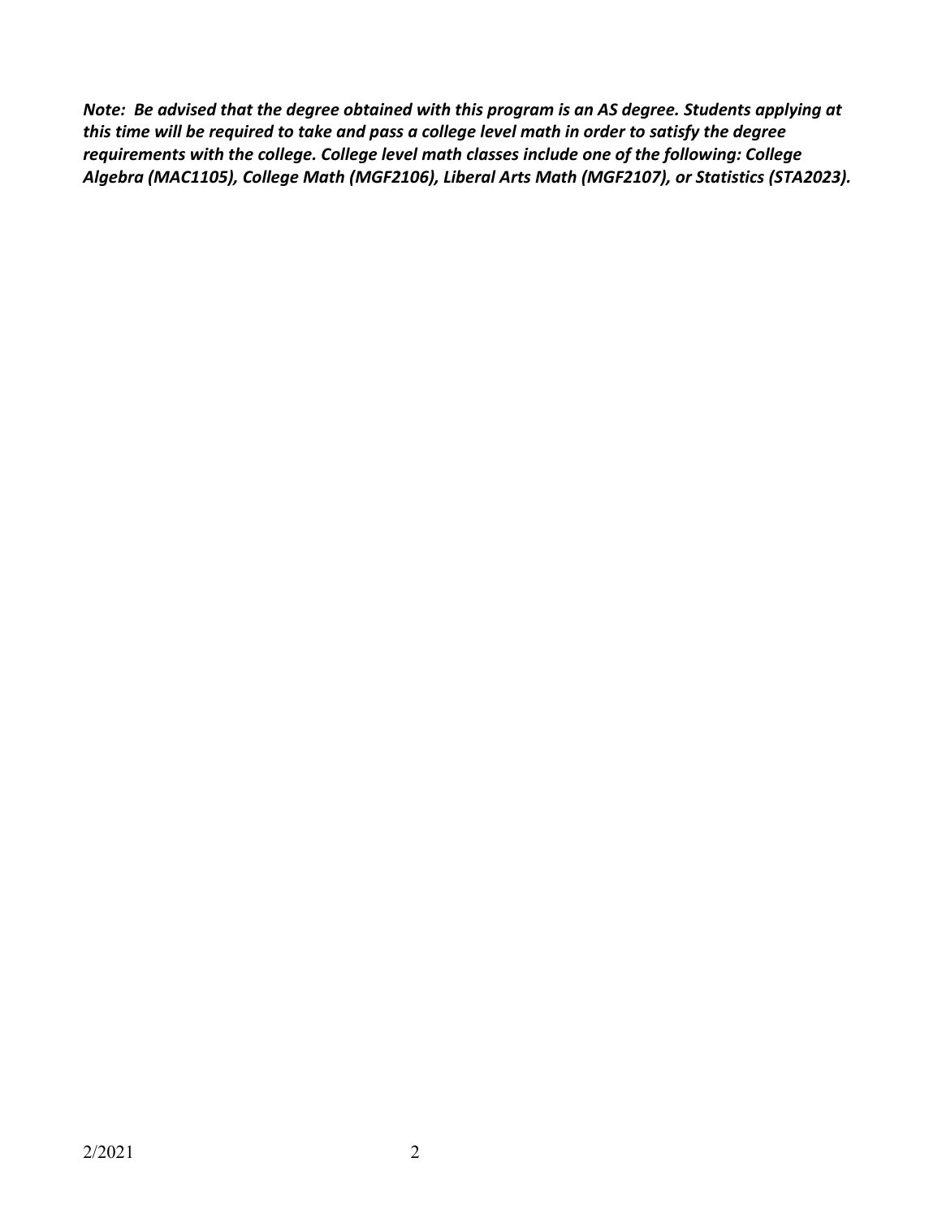***Note: Be advised that the degree obtained with this program is an AS degree. Students applying at this time will be required to take and pass a college level math in order to satisfy the degree requirements with the college. College level math classes include one of the following: College Algebra (MAC1105), College Math (MGF2106), Liberal Arts Math (MGF2107), or Statistics (STA2023).***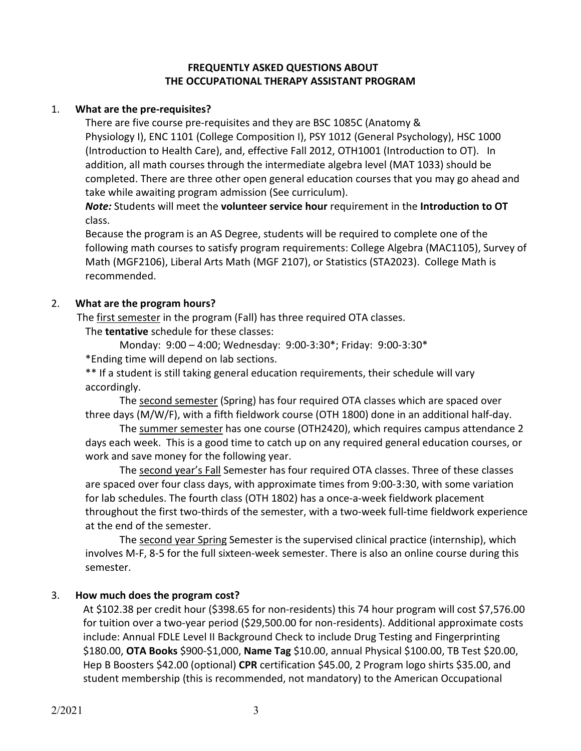## FREQUENTLY ASKED QUESTIONS ABOUT THE OCCUPATIONAL THERAPY ASSISTANT PROGRAM

1. **What are the pre-requisites?**

   There are five course pre-requisites and they are BSC 1085C (Anatomy & Physiology I), ENC 1101 (College Composition I), PSY 1012 (General Psychology), HSC 1000 (Introduction to Health Care), and, effective Fall 2012, OTH1001 (Introduction to OT). In addition, all math courses through the intermediate algebra level (MAT 1033) should be completed. There are three other open general education courses that you may go ahead and take while awaiting program admission (See curriculum).

   ***Note:*** Students will meet the **volunteer service hour** requirement in the **Introduction to OT** class.

   Because the program is an AS Degree, students will be required to complete one of the following math courses to satisfy program requirements: College Algebra (MAC1105), Survey of Math (MGF2106), Liberal Arts Math (MGF 2107), or Statistics (STA2023). College Math is recommended.

2. **What are the program hours?**

   The <u>first semester</u> in the program (Fall) has three required OTA classes.

   The **tentative** schedule for these classes:

   Monday: 9:00 – 4:00; Wednesday: 9:00-3:30*; Friday: 9:00-3:30*

   *Ending time will depend on lab sections.

   ** If a student is still taking general education requirements, their schedule will vary accordingly.

   The <u>second semester</u> (Spring) has four required OTA classes which are spaced over three days (M/W/F), with a fifth fieldwork course (OTH 1800) done in an additional half-day.

   The <u>summer semester</u> has one course (OTH2420), which requires campus attendance 2 days each week. This is a good time to catch up on any required general education courses, or work and save money for the following year.

   The <u>second year's Fall</u> Semester has four required OTA classes. Three of these classes are spaced over four class days, with approximate times from 9:00-3:30, with some variation for lab schedules. The fourth class (OTH 1802) has a once-a-week fieldwork placement throughout the first two-thirds of the semester, with a two-week full-time fieldwork experience at the end of the semester.

   The <u>second year Spring</u> Semester is the supervised clinical practice (internship), which involves M-F, 8-5 for the full sixteen-week semester. There is also an online course during this semester.

3. **How much does the program cost?**

   At $102.38 per credit hour ($398.65 for non-residents) this 74 hour program will cost $7,576.00 for tuition over a two-year period ($29,500.00 for non-residents). Additional approximate costs include: Annual FDLE Level II Background Check to include Drug Testing and Fingerprinting $180.00, **OTA Books** $900-$1,000, **Name Tag** $10.00, annual Physical $100.00, TB Test $20.00, Hep B Boosters $42.00 (optional) **CPR** certification $45.00, 2 Program logo shirts $35.00, and student membership (this is recommended, not mandatory) to the American Occupational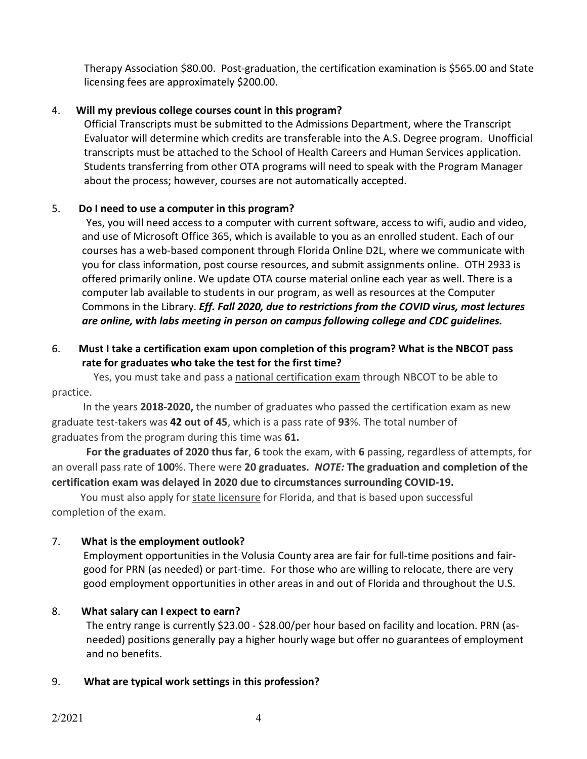Therapy Association $80.00. Post-graduation, the certification examination is $565.00 and State licensing fees are approximately $200.00.

4. **Will my previous college courses count in this program?**

   Official Transcripts must be submitted to the Admissions Department, where the Transcript Evaluator will determine which credits are transferable into the A.S. Degree program. Unofficial transcripts must be attached to the School of Health Careers and Human Services application. Students transferring from other OTA programs will need to speak with the Program Manager about the process; however, courses are not automatically accepted.

5. **Do I need to use a computer in this program?**

   Yes, you will need access to a computer with current software, access to wifi, audio and video, and use of Microsoft Office 365, which is available to you as an enrolled student. Each of our courses has a web-based component through Florida Online D2L, where we communicate with you for class information, post course resources, and submit assignments online. OTH 2933 is offered primarily online. We update OTA course material online each year as well. There is a computer lab available to students in our program, as well as resources at the Computer Commons in the Library. ***Eff. Fall 2020, due to restrictions from the COVID virus, most lectures are online, with labs meeting in person on campus following college and CDC guidelines.***

6. **Must I take a certification exam upon completion of this program? What is the NBCOT pass rate for graduates who take the test for the first time?**

   Yes, you must take and pass a national certification exam through NBCOT to be able to practice.

   In the years **2018-2020,** the number of graduates who passed the certification exam as new graduate test-takers was **42 out of 45**, which is a pass rate of **93**%. The total number of graduates from the program during this time was **61.**

   **For the graduates of 2020 thus far**, **6** took the exam, with **6** passing, regardless of attempts, for an overall pass rate of **100**%. There were **20 graduates.** ***NOTE:*** **The graduation and completion of the certification exam was delayed in 2020 due to circumstances surrounding COVID-19.**

   You must also apply for state licensure for Florida, and that is based upon successful completion of the exam.

7. **What is the employment outlook?**

   Employment opportunities in the Volusia County area are fair for full-time positions and fair-good for PRN (as needed) or part-time. For those who are willing to relocate, there are very good employment opportunities in other areas in and out of Florida and throughout the U.S.

8. **What salary can I expect to earn?**

   The entry range is currently $23.00 - $28.00/per hour based on facility and location. PRN (as-needed) positions generally pay a higher hourly wage but offer no guarantees of employment and no benefits.

9. **What are typical work settings in this profession?**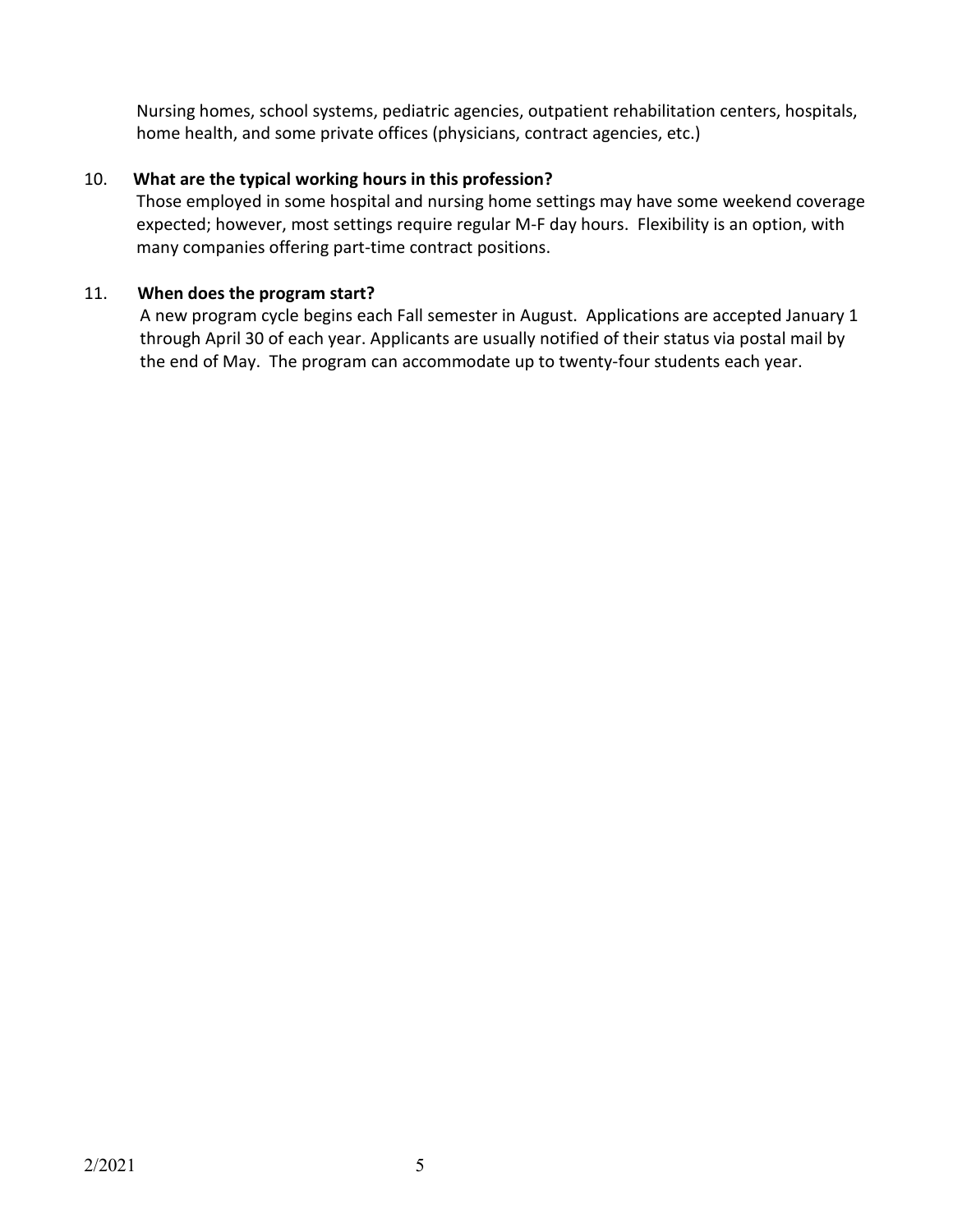Nursing homes, school systems, pediatric agencies, outpatient rehabilitation centers, hospitals, home health, and some private offices (physicians, contract agencies, etc.)

10. **What are the typical working hours in this profession?**
    Those employed in some hospital and nursing home settings may have some weekend coverage expected; however, most settings require regular M-F day hours. Flexibility is an option, with many companies offering part-time contract positions.

11. **When does the program start?**
    A new program cycle begins each Fall semester in August. Applications are accepted January 1 through April 30 of each year. Applicants are usually notified of their status via postal mail by the end of May. The program can accommodate up to twenty-four students each year.

2/2021